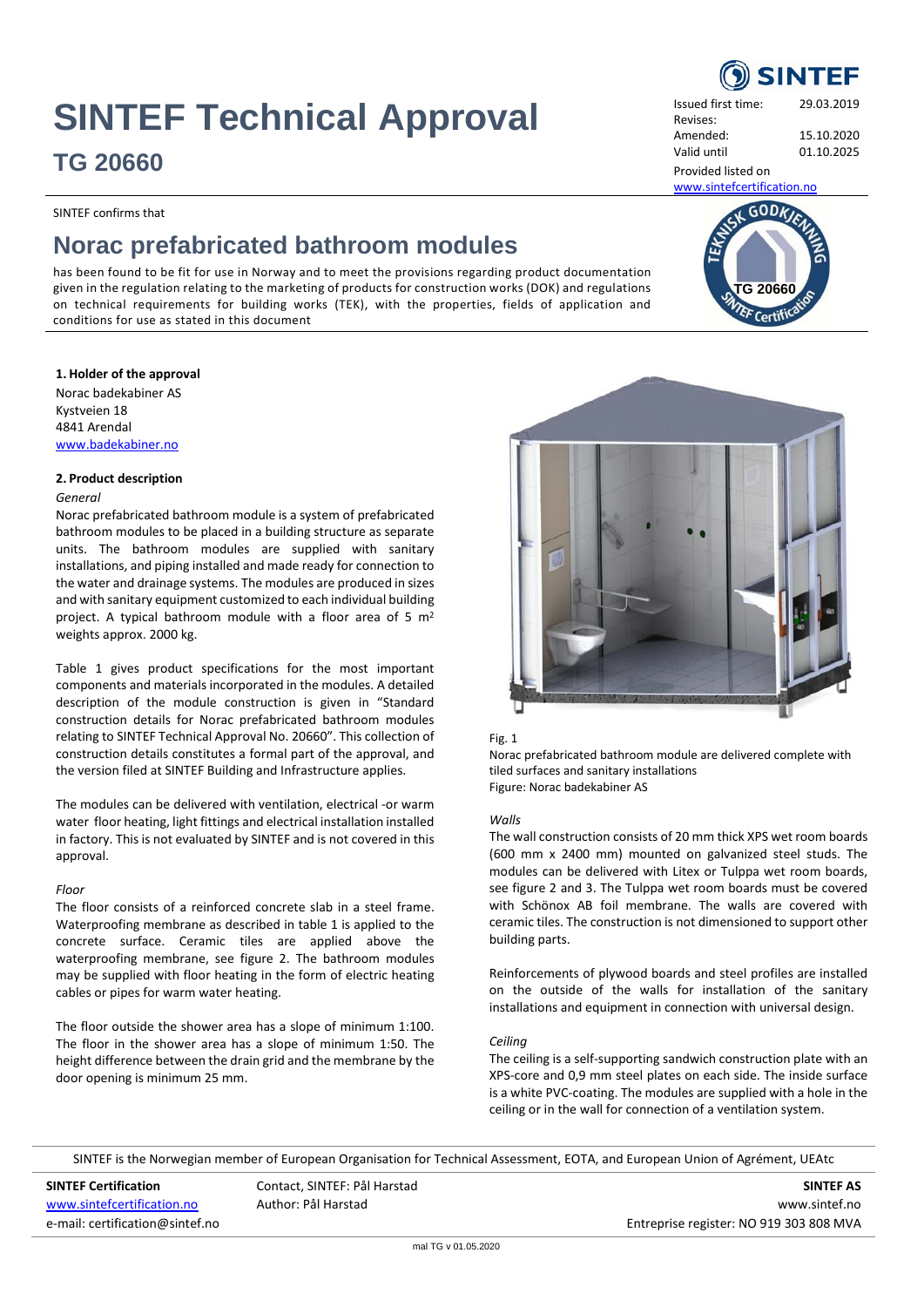# SINTEF Technical Approval

## TG 20660

Issued first time: 29.03.2019
Revises:
Amended: 15.10.2020
Valid until 01.10.2025
Provided listed on
www.sintefcertification.no

SINTEF confirms that

# Norac prefabricated bathroom modules

has been found to be fit for use in Norway and to meet the provisions regarding product documentation given in the regulation relating to the marketing of products for construction works (DOK) and regulations on technical requirements for building works (TEK), with the properties, fields of application and conditions for use as stated in this document

### 1. Holder of the approval

Norac badekabiner AS
Kystveien 18
4841 Arendal
www.badekabiner.no

### 2. Product description

*General*

Norac prefabricated bathroom module is a system of prefabricated bathroom modules to be placed in a building structure as separate units. The bathroom modules are supplied with sanitary installations, and piping installed and made ready for connection to the water and drainage systems. The modules are produced in sizes and with sanitary equipment customized to each individual building project. A typical bathroom module with a floor area of 5 $m^2$ weights approx. 2000 kg.

Table 1 gives product specifications for the most important components and materials incorporated in the modules. A detailed description of the module construction is given in "Standard construction details for Norac prefabricated bathroom modules relating to SINTEF Technical Approval No. 20660". This collection of construction details constitutes a formal part of the approval, and the version filed at SINTEF Building and Infrastructure applies.

The modules can be delivered with ventilation, electrical -or warm water floor heating, light fittings and electrical installation installed in factory. This is not evaluated by SINTEF and is not covered in this approval.

*Floor*

The floor consists of a reinforced concrete slab in a steel frame. Waterproofing membrane as described in table 1 is applied to the concrete surface. Ceramic tiles are applied above the waterproofing membrane, see figure 2. The bathroom modules may be supplied with floor heating in the form of electric heating cables or pipes for warm water heating.

The floor outside the shower area has a slope of minimum 1:100. The floor in the shower area has a slope of minimum 1:50. The height difference between the drain grid and the membrane by the door opening is minimum 25 mm.

Fig. 1
Norac prefabricated bathroom module are delivered complete with tiled surfaces and sanitary installations
Figure: Norac badekabiner AS

*Walls*

The wall construction consists of 20 mm thick XPS wet room boards (600 mm x 2400 mm) mounted on galvanized steel studs. The modules can be delivered with Litex or Tulppa wet room boards, see figure 2 and 3. The Tulppa wet room boards must be covered with Schönox AB foil membrane. The walls are covered with ceramic tiles. The construction is not dimensioned to support other building parts.

Reinforcements of plywood boards and steel profiles are installed on the outside of the walls for installation of the sanitary installations and equipment in connection with universal design.

*Ceiling*

The ceiling is a self-supporting sandwich construction plate with an XPS-core and 0,9 mm steel plates on each side. The inside surface is a white PVC-coating. The modules are supplied with a hole in the ceiling or in the wall for connection of a ventilation system.

SINTEF is the Norwegian member of European Organisation for Technical Assessment, EOTA, and European Union of Agrément, UEAtc

**SINTEF Certification**
www.sintefcertification.no
e-mail: certification@sintef.no

Contact, SINTEF: Pål Harstad
Author: Pål Harstad

**SINTEF AS**
www.sintef.no
Entreprise register: NO 919 303 808 MVA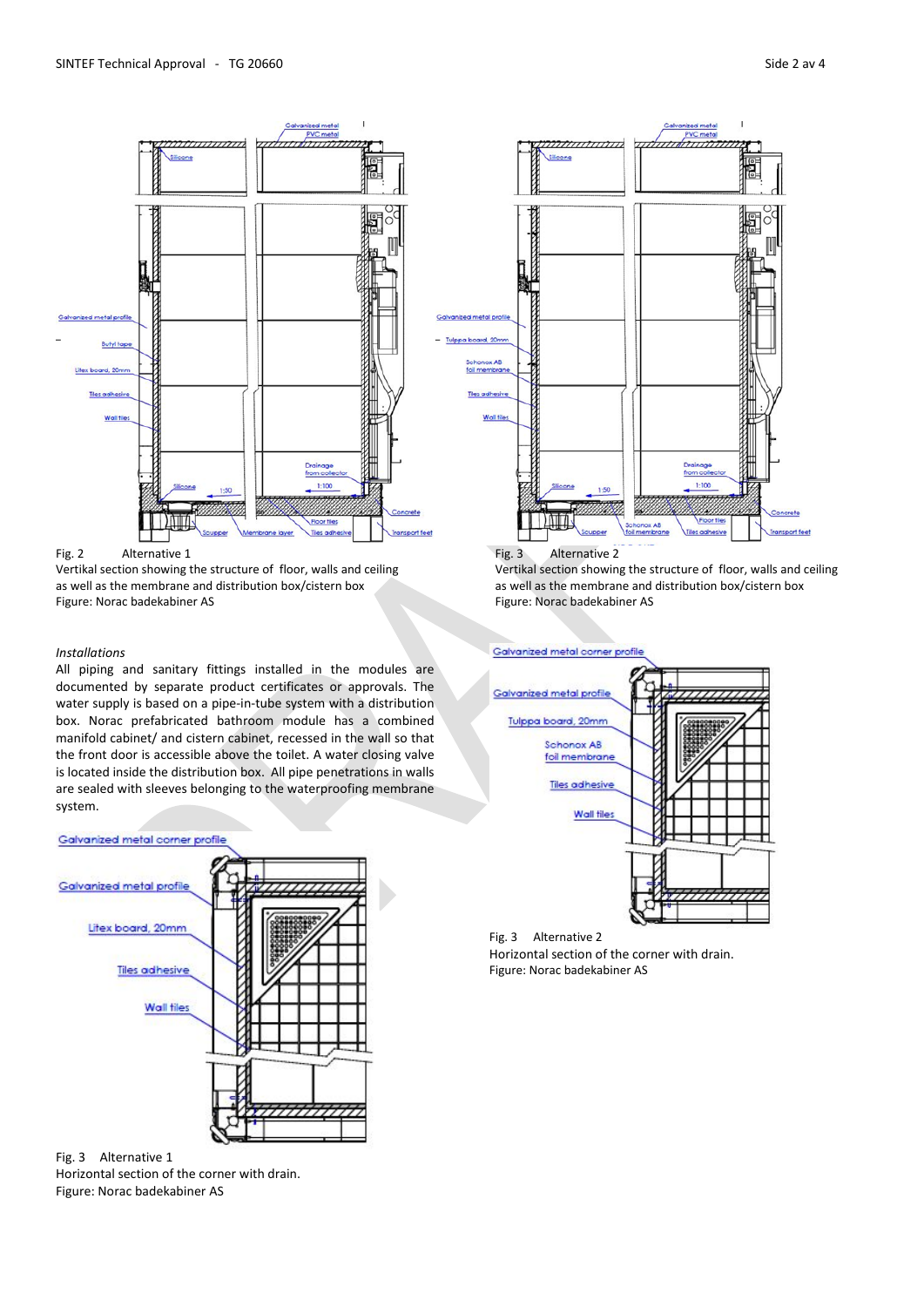Fig. 2 Alternative 1
Vertikal section showing the structure of floor, walls and ceiling as well as the membrane and distribution box/cistern box
Figure: Norac badekabiner AS

Fig. 3 Alternative 2
Vertikal section showing the structure of floor, walls and ceiling as well as the membrane and distribution box/cistern box
Figure: Norac badekabiner AS

*Installations*

All piping and sanitary fittings installed in the modules are documented by separate product certificates or approvals. The water supply is based on a pipe-in-tube system with a distribution box. Norac prefabricated bathroom module has a combined manifold cabinet/ and cistern cabinet, recessed in the wall so that the front door is accessible above the toilet. A water closing valve is located inside the distribution box. All pipe penetrations in walls are sealed with sleeves belonging to the waterproofing membrane system.

Fig. 3 Alternative 2
Horizontal section of the corner with drain.
Figure: Norac badekabiner AS

Fig. 3 Alternative 1
Horizontal section of the corner with drain.
Figure: Norac badekabiner AS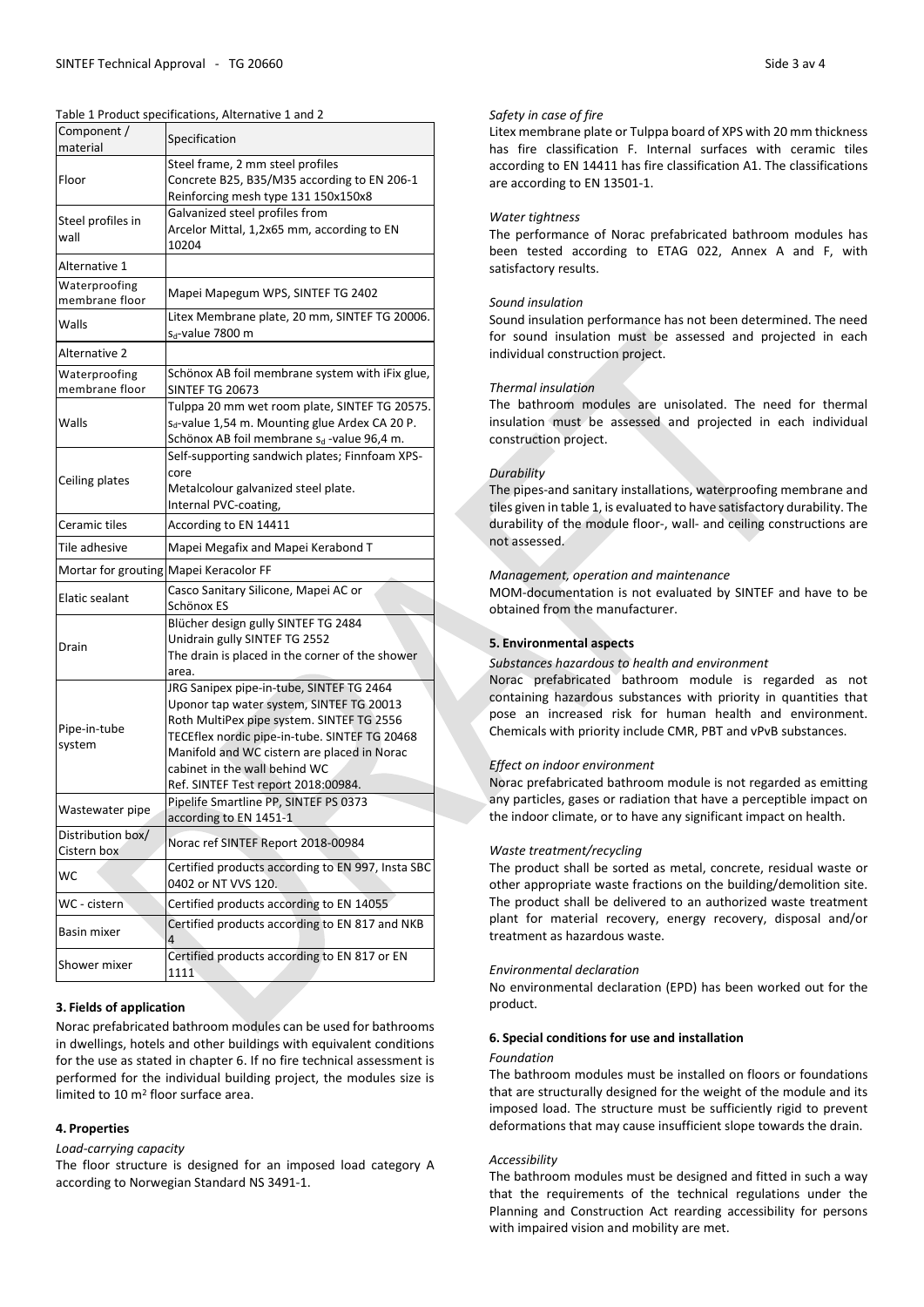Table 1 Product specifications, Alternative 1 and 2

| Component / material | Specification |
|---|---|
| Floor | Steel frame, 2 mm steel profiles<br>Concrete B25, B35/M35 according to EN 206-1<br>Reinforcing mesh type 131 150x150x8 |
| Steel profiles in wall | Galvanized steel profiles from Arcelor Mittal, 1,2x65 mm, according to EN 10204 |
| Alternative 1 | |
| Waterproofing membrane floor | Mapei Mapegum WPS, SINTEF TG 2402 |
| Walls | Litex Membrane plate, 20 mm, SINTEF TG 20006. $s_d$-value 7800 m |
| Alternative 2 | |
| Waterproofing membrane floor | Schönox AB foil membrane system with iFix glue, SINTEF TG 20673 |
| Walls | Tulppa 20 mm wet room plate, SINTEF TG 20575. $s_d$-value 1,54 m. Mounting glue Ardex CA 20 P. Schönox AB foil membrane $s_d$ -value 96,4 m. |
| Ceiling plates | Self-supporting sandwich plates; Finnfoam XPS-core<br>Metalcolour galvanized steel plate.<br>Internal PVC-coating, |
| Ceramic tiles | According to EN 14411 |
| Tile adhesive | Mapei Megafix and Mapei Kerabond T |
| Mortar for grouting | Mapei Keracolor FF |
| Elatic sealant | Casco Sanitary Silicone, Mapei AC or Schönox ES |
| Drain | Blücher design gully SINTEF TG 2484<br>Unidrain gully SINTEF TG 2552<br>The drain is placed in the corner of the shower area. |
| Pipe-in-tube system | JRG Sanipex pipe-in-tube, SINTEF TG 2464<br>Uponor tap water system, SINTEF TG 20013<br>Roth MultiPex pipe system. SINTEF TG 2556<br>TECEflex nordic pipe-in-tube. SINTEF TG 20468<br>Manifold and WC cistern are placed in Norac cabinet in the wall behind WC<br>Ref. SINTEF Test report 2018:00984. |
| Wastewater pipe | Pipelife Smartline PP, SINTEF PS 0373 according to EN 1451-1 |
| Distribution box/ Cistern box | Norac ref SINTEF Report 2018-00984 |
| WC | Certified products according to EN 997, Insta SBC 0402 or NT VVS 120. |
| WC - cistern | Certified products according to EN 14055 |
| Basin mixer | Certified products according to EN 817 and NKB 4 |
| Shower mixer | Certified products according to EN 817 or EN 1111 |

### 3. Fields of application

Norac prefabricated bathroom modules can be used for bathrooms in dwellings, hotels and other buildings with equivalent conditions for the use as stated in chapter 6. If no fire technical assessment is performed for the individual building project, the modules size is limited to 10 m² floor surface area.

### 4. Properties

*Load-carrying capacity*

The floor structure is designed for an imposed load category A according to Norwegian Standard NS 3491-1.

*Safety in case of fire*

Litex membrane plate or Tulppa board of XPS with 20 mm thickness has fire classification F. Internal surfaces with ceramic tiles according to EN 14411 has fire classification A1. The classifications are according to EN 13501-1.

*Water tightness*

The performance of Norac prefabricated bathroom modules has been tested according to ETAG 022, Annex A and F, with satisfactory results.

*Sound insulation*

Sound insulation performance has not been determined. The need for sound insulation must be assessed and projected in each individual construction project.

*Thermal insulation*

The bathroom modules are unisolated. The need for thermal insulation must be assessed and projected in each individual construction project.

*Durability*

The pipes-and sanitary installations, waterproofing membrane and tiles given in table 1, is evaluated to have satisfactory durability. The durability of the module floor-, wall- and ceiling constructions are not assessed.

*Management, operation and maintenance*

MOM-documentation is not evaluated by SINTEF and have to be obtained from the manufacturer.

### 5. Environmental aspects

*Substances hazardous to health and environment*

Norac prefabricated bathroom module is regarded as not containing hazardous substances with priority in quantities that pose an increased risk for human health and environment. Chemicals with priority include CMR, PBT and vPvB substances.

*Effect on indoor environment*

Norac prefabricated bathroom module is not regarded as emitting any particles, gases or radiation that have a perceptible impact on the indoor climate, or to have any significant impact on health.

*Waste treatment/recycling*

The product shall be sorted as metal, concrete, residual waste or other appropriate waste fractions on the building/demolition site. The product shall be delivered to an authorized waste treatment plant for material recovery, energy recovery, disposal and/or treatment as hazardous waste.

*Environmental declaration*

No environmental declaration (EPD) has been worked out for the product.

### 6. Special conditions for use and installation

*Foundation*

The bathroom modules must be installed on floors or foundations that are structurally designed for the weight of the module and its imposed load. The structure must be sufficiently rigid to prevent deformations that may cause insufficient slope towards the drain.

*Accessibility*

The bathroom modules must be designed and fitted in such a way that the requirements of the technical regulations under the Planning and Construction Act rearding accessibility for persons with impaired vision and mobility are met.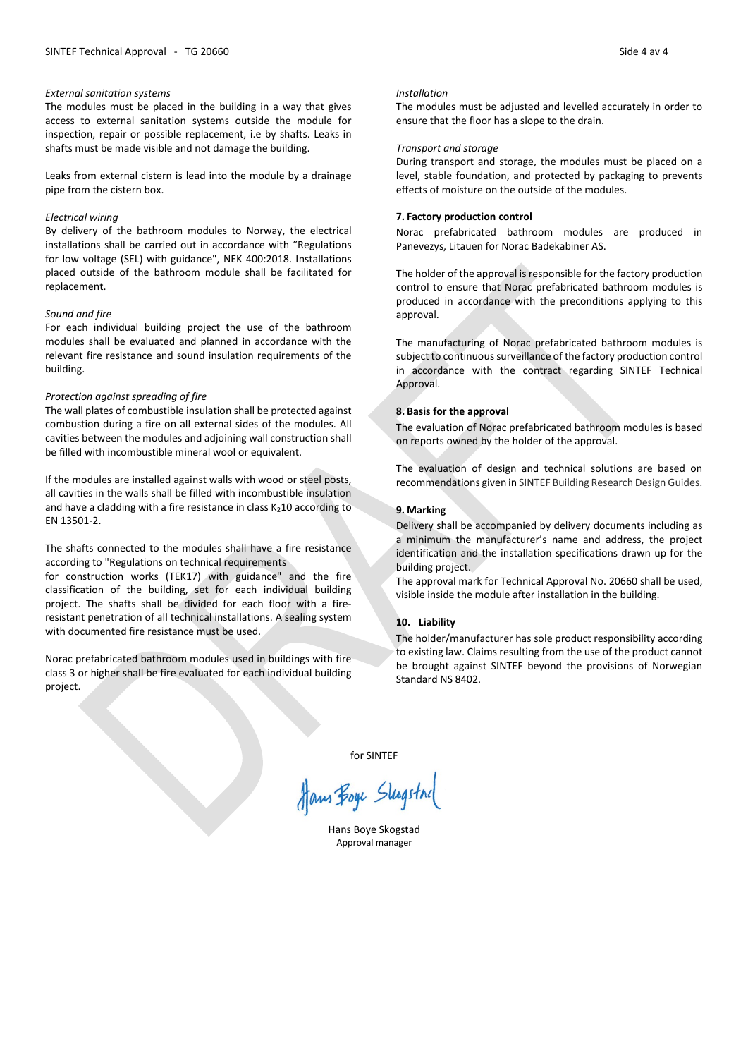*External sanitation systems*
The modules must be placed in the building in a way that gives access to external sanitation systems outside the module for inspection, repair or possible replacement, i.e by shafts. Leaks in shafts must be made visible and not damage the building.

Leaks from external cistern is lead into the module by a drainage pipe from the cistern box.

*Electrical wiring*
By delivery of the bathroom modules to Norway, the electrical installations shall be carried out in accordance with "Regulations for low voltage (SEL) with guidance", NEK 400:2018. Installations placed outside of the bathroom module shall be facilitated for replacement.

*Sound and fire*
For each individual building project the use of the bathroom modules shall be evaluated and planned in accordance with the relevant fire resistance and sound insulation requirements of the building.

*Protection against spreading of fire*
The wall plates of combustible insulation shall be protected against combustion during a fire on all external sides of the modules. All cavities between the modules and adjoining wall construction shall be filled with incombustible mineral wool or equivalent.

If the modules are installed against walls with wood or steel posts, all cavities in the walls shall be filled with incombustible insulation and have a cladding with a fire resistance in class $K_2$10 according to EN 13501-2.

The shafts connected to the modules shall have a fire resistance according to "Regulations on technical requirements for construction works (TEK17) with guidance" and the fire classification of the building, set for each individual building project. The shafts shall be divided for each floor with a fire-resistant penetration of all technical installations. A sealing system with documented fire resistance must be used.

Norac prefabricated bathroom modules used in buildings with fire class 3 or higher shall be fire evaluated for each individual building project.

*Installation*
The modules must be adjusted and levelled accurately in order to ensure that the floor has a slope to the drain.

*Transport and storage*
During transport and storage, the modules must be placed on a level, stable foundation, and protected by packaging to prevents effects of moisture on the outside of the modules.

## 7. Factory production control

Norac prefabricated bathroom modules are produced in Panevezys, Litauen for Norac Badekabiner AS.

The holder of the approval is responsible for the factory production control to ensure that Norac prefabricated bathroom modules is produced in accordance with the preconditions applying to this approval.

The manufacturing of Norac prefabricated bathroom modules is subject to continuous surveillance of the factory production control in accordance with the contract regarding SINTEF Technical Approval.

## 8. Basis for the approval

The evaluation of Norac prefabricated bathroom modules is based on reports owned by the holder of the approval.

The evaluation of design and technical solutions are based on recommendations given in SINTEF Building Research Design Guides.

## 9. Marking

Delivery shall be accompanied by delivery documents including as a minimum the manufacturer's name and address, the project identification and the installation specifications drawn up for the building project.
The approval mark for Technical Approval No. 20660 shall be used, visible inside the module after installation in the building.

## 10. Liability

The holder/manufacturer has sole product responsibility according to existing law. Claims resulting from the use of the product cannot be brought against SINTEF beyond the provisions of Norwegian Standard NS 8402.

for SINTEF

Hans Boye Skogstad
Approval manager